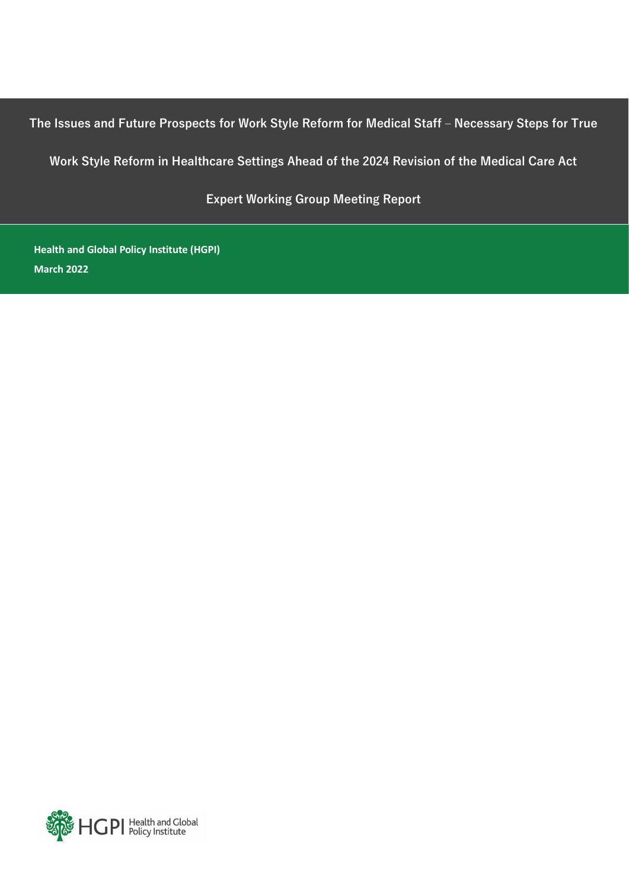# The Issues and Future Prospects for Work Style Reform for Medical Staff – Necessary Steps for True Work Style Reform in Healthcare Settings Ahead of the 2024 Revision of the Medical Care Act

## Expert Working Group Meeting Report

**Health and Global Policy Institute (HGPI)**

**March 2022**

HGPI Health and Global Policy Institute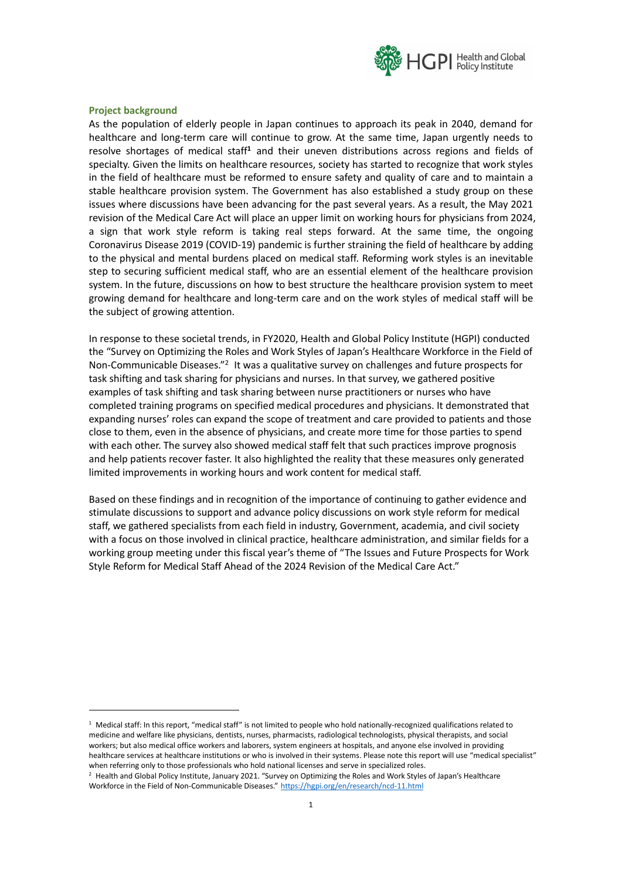**Project background**

As the population of elderly people in Japan continues to approach its peak in 2040, demand for healthcare and long-term care will continue to grow. At the same time, Japan urgently needs to resolve shortages of medical staff[1] and their uneven distributions across regions and fields of specialty. Given the limits on healthcare resources, society has started to recognize that work styles in the field of healthcare must be reformed to ensure safety and quality of care and to maintain a stable healthcare provision system. The Government has also established a study group on these issues where discussions have been advancing for the past several years. As a result, the May 2021 revision of the Medical Care Act will place an upper limit on working hours for physicians from 2024, a sign that work style reform is taking real steps forward. At the same time, the ongoing Coronavirus Disease 2019 (COVID-19) pandemic is further straining the field of healthcare by adding to the physical and mental burdens placed on medical staff. Reforming work styles is an inevitable step to securing sufficient medical staff, who are an essential element of the healthcare provision system. In the future, discussions on how to best structure the healthcare provision system to meet growing demand for healthcare and long-term care and on the work styles of medical staff will be the subject of growing attention.

In response to these societal trends, in FY2020, Health and Global Policy Institute (HGPI) conducted the "Survey on Optimizing the Roles and Work Styles of Japan's Healthcare Workforce in the Field of Non-Communicable Diseases."[2] It was a qualitative survey on challenges and future prospects for task shifting and task sharing for physicians and nurses. In that survey, we gathered positive examples of task shifting and task sharing between nurse practitioners or nurses who have completed training programs on specified medical procedures and physicians. It demonstrated that expanding nurses' roles can expand the scope of treatment and care provided to patients and those close to them, even in the absence of physicians, and create more time for those parties to spend with each other. The survey also showed medical staff felt that such practices improve prognosis and help patients recover faster. It also highlighted the reality that these measures only generated limited improvements in working hours and work content for medical staff.

Based on these findings and in recognition of the importance of continuing to gather evidence and stimulate discussions to support and advance policy discussions on work style reform for medical staff, we gathered specialists from each field in industry, Government, academia, and civil society with a focus on those involved in clinical practice, healthcare administration, and similar fields for a working group meeting under this fiscal year's theme of "The Issues and Future Prospects for Work Style Reform for Medical Staff Ahead of the 2024 Revision of the Medical Care Act."

---

[1] Medical staff: In this report, "medical staff" is not limited to people who hold nationally-recognized qualifications related to medicine and welfare like physicians, dentists, nurses, pharmacists, radiological technologists, physical therapists, and social workers; but also medical office workers and laborers, system engineers at hospitals, and anyone else involved in providing healthcare services at healthcare institutions or who is involved in their systems. Please note this report will use "medical specialist" when referring only to those professionals who hold national licenses and serve in specialized roles.

[2] Health and Global Policy Institute, January 2021. "Survey on Optimizing the Roles and Work Styles of Japan's Healthcare Workforce in the Field of Non-Communicable Diseases." https://hgpi.org/en/research/ncd-11.html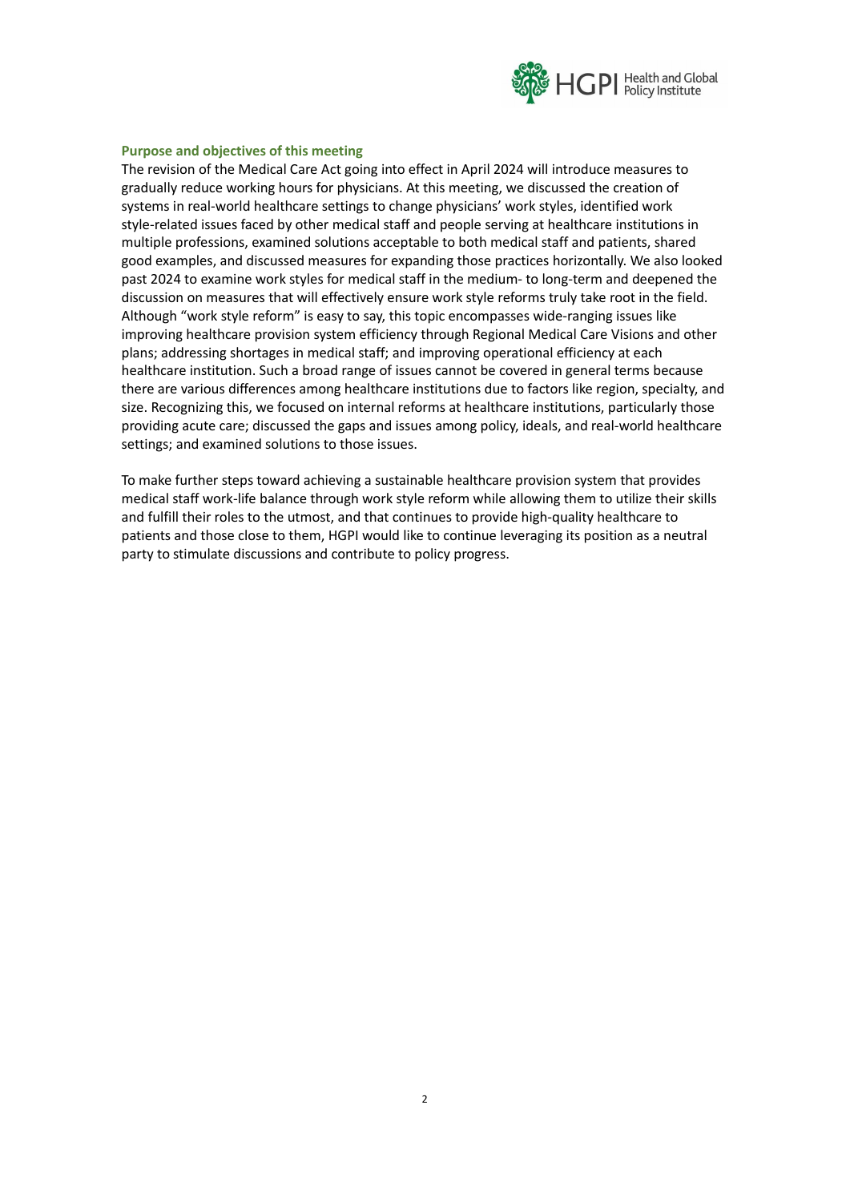### Purpose and objectives of this meeting

The revision of the Medical Care Act going into effect in April 2024 will introduce measures to gradually reduce working hours for physicians. At this meeting, we discussed the creation of systems in real-world healthcare settings to change physicians' work styles, identified work style-related issues faced by other medical staff and people serving at healthcare institutions in multiple professions, examined solutions acceptable to both medical staff and patients, shared good examples, and discussed measures for expanding those practices horizontally. We also looked past 2024 to examine work styles for medical staff in the medium- to long-term and deepened the discussion on measures that will effectively ensure work style reforms truly take root in the field. Although "work style reform" is easy to say, this topic encompasses wide-ranging issues like improving healthcare provision system efficiency through Regional Medical Care Visions and other plans; addressing shortages in medical staff; and improving operational efficiency at each healthcare institution. Such a broad range of issues cannot be covered in general terms because there are various differences among healthcare institutions due to factors like region, specialty, and size. Recognizing this, we focused on internal reforms at healthcare institutions, particularly those providing acute care; discussed the gaps and issues among policy, ideals, and real-world healthcare settings; and examined solutions to those issues.

To make further steps toward achieving a sustainable healthcare provision system that provides medical staff work-life balance through work style reform while allowing them to utilize their skills and fulfill their roles to the utmost, and that continues to provide high-quality healthcare to patients and those close to them, HGPI would like to continue leveraging its position as a neutral party to stimulate discussions and contribute to policy progress.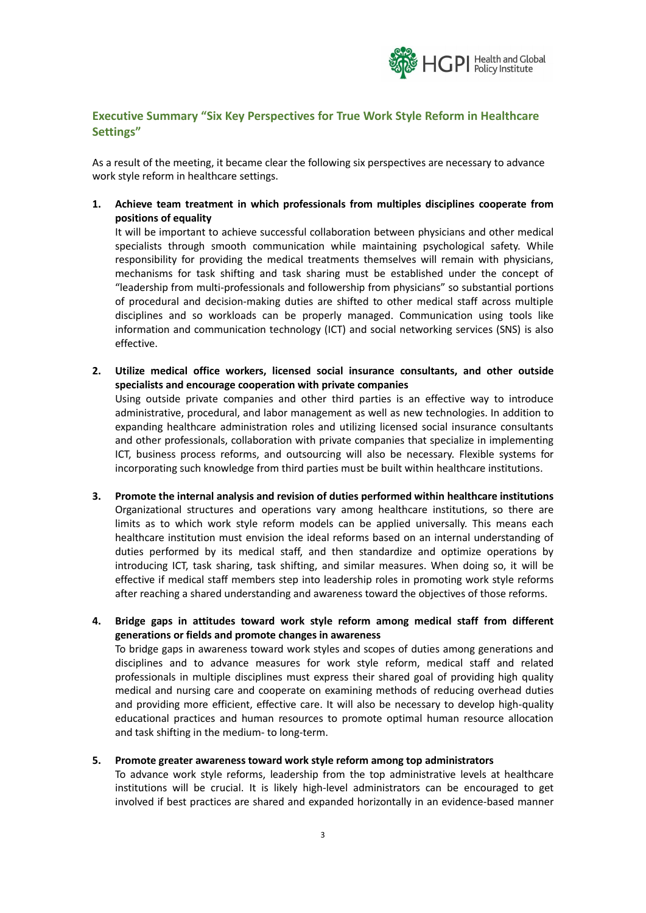## Executive Summary "Six Key Perspectives for True Work Style Reform in Healthcare Settings"

As a result of the meeting, it became clear the following six perspectives are necessary to advance work style reform in healthcare settings.

1. **Achieve team treatment in which professionals from multiples disciplines cooperate from positions of equality**
   It will be important to achieve successful collaboration between physicians and other medical specialists through smooth communication while maintaining psychological safety. While responsibility for providing the medical treatments themselves will remain with physicians, mechanisms for task shifting and task sharing must be established under the concept of "leadership from multi-professionals and followership from physicians" so substantial portions of procedural and decision-making duties are shifted to other medical staff across multiple disciplines and so workloads can be properly managed. Communication using tools like information and communication technology (ICT) and social networking services (SNS) is also effective.

2. **Utilize medical office workers, licensed social insurance consultants, and other outside specialists and encourage cooperation with private companies**
   Using outside private companies and other third parties is an effective way to introduce administrative, procedural, and labor management as well as new technologies. In addition to expanding healthcare administration roles and utilizing licensed social insurance consultants and other professionals, collaboration with private companies that specialize in implementing ICT, business process reforms, and outsourcing will also be necessary. Flexible systems for incorporating such knowledge from third parties must be built within healthcare institutions.

3. **Promote the internal analysis and revision of duties performed within healthcare institutions**
   Organizational structures and operations vary among healthcare institutions, so there are limits as to which work style reform models can be applied universally. This means each healthcare institution must envision the ideal reforms based on an internal understanding of duties performed by its medical staff, and then standardize and optimize operations by introducing ICT, task sharing, task shifting, and similar measures. When doing so, it will be effective if medical staff members step into leadership roles in promoting work style reforms after reaching a shared understanding and awareness toward the objectives of those reforms.

4. **Bridge gaps in attitudes toward work style reform among medical staff from different generations or fields and promote changes in awareness**
   To bridge gaps in awareness toward work styles and scopes of duties among generations and disciplines and to advance measures for work style reform, medical staff and related professionals in multiple disciplines must express their shared goal of providing high quality medical and nursing care and cooperate on examining methods of reducing overhead duties and providing more efficient, effective care. It will also be necessary to develop high-quality educational practices and human resources to promote optimal human resource allocation and task shifting in the medium- to long-term.

5. **Promote greater awareness toward work style reform among top administrators**
   To advance work style reforms, leadership from the top administrative levels at healthcare institutions will be crucial. It is likely high-level administrators can be encouraged to get involved if best practices are shared and expanded horizontally in an evidence-based manner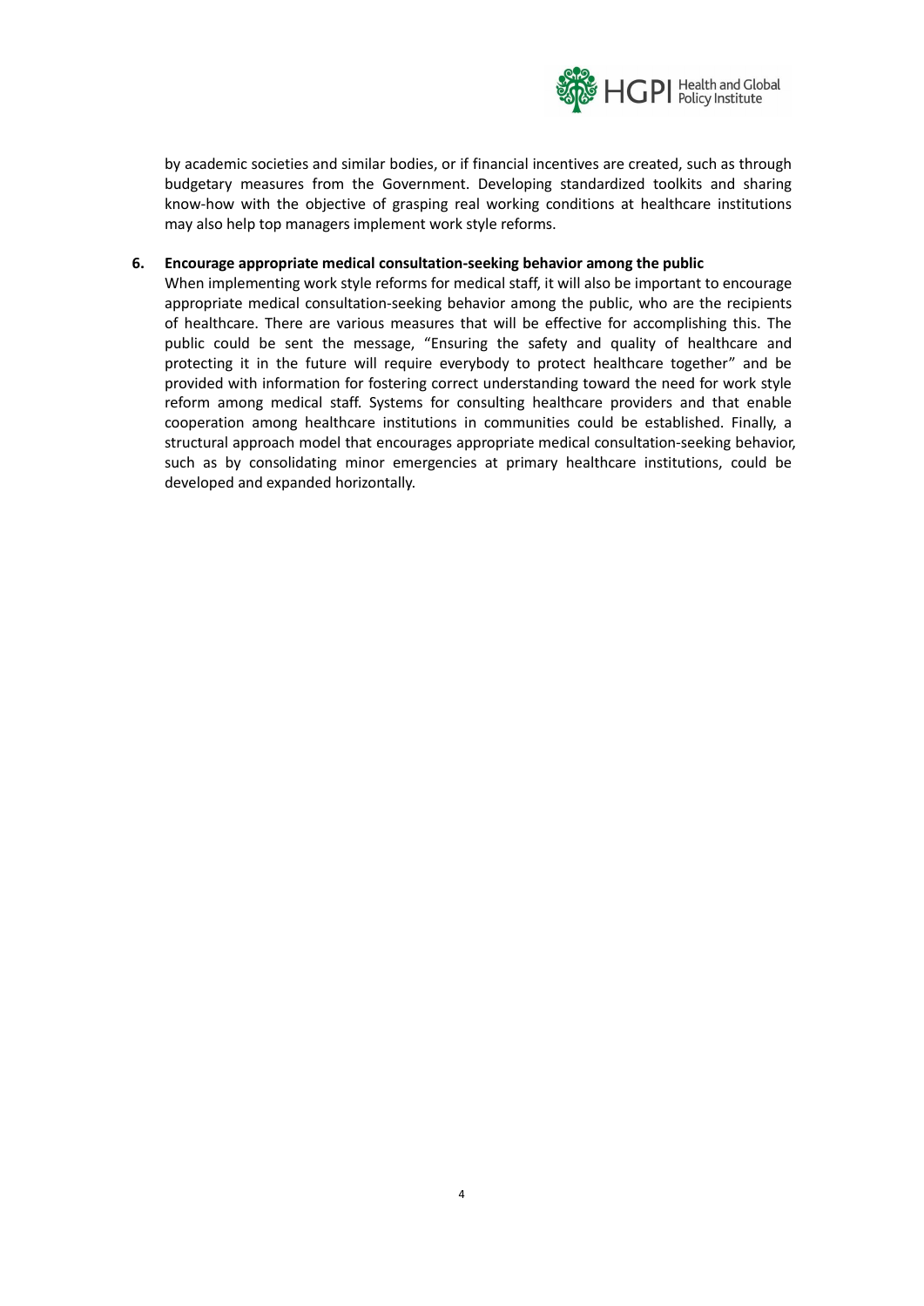by academic societies and similar bodies, or if financial incentives are created, such as through budgetary measures from the Government. Developing standardized toolkits and sharing know-how with the objective of grasping real working conditions at healthcare institutions may also help top managers implement work style reforms.

6. **Encourage appropriate medical consultation-seeking behavior among the public**

   When implementing work style reforms for medical staff, it will also be important to encourage appropriate medical consultation-seeking behavior among the public, who are the recipients of healthcare. There are various measures that will be effective for accomplishing this. The public could be sent the message, "Ensuring the safety and quality of healthcare and protecting it in the future will require everybody to protect healthcare together" and be provided with information for fostering correct understanding toward the need for work style reform among medical staff. Systems for consulting healthcare providers and that enable cooperation among healthcare institutions in communities could be established. Finally, a structural approach model that encourages appropriate medical consultation-seeking behavior, such as by consolidating minor emergencies at primary healthcare institutions, could be developed and expanded horizontally.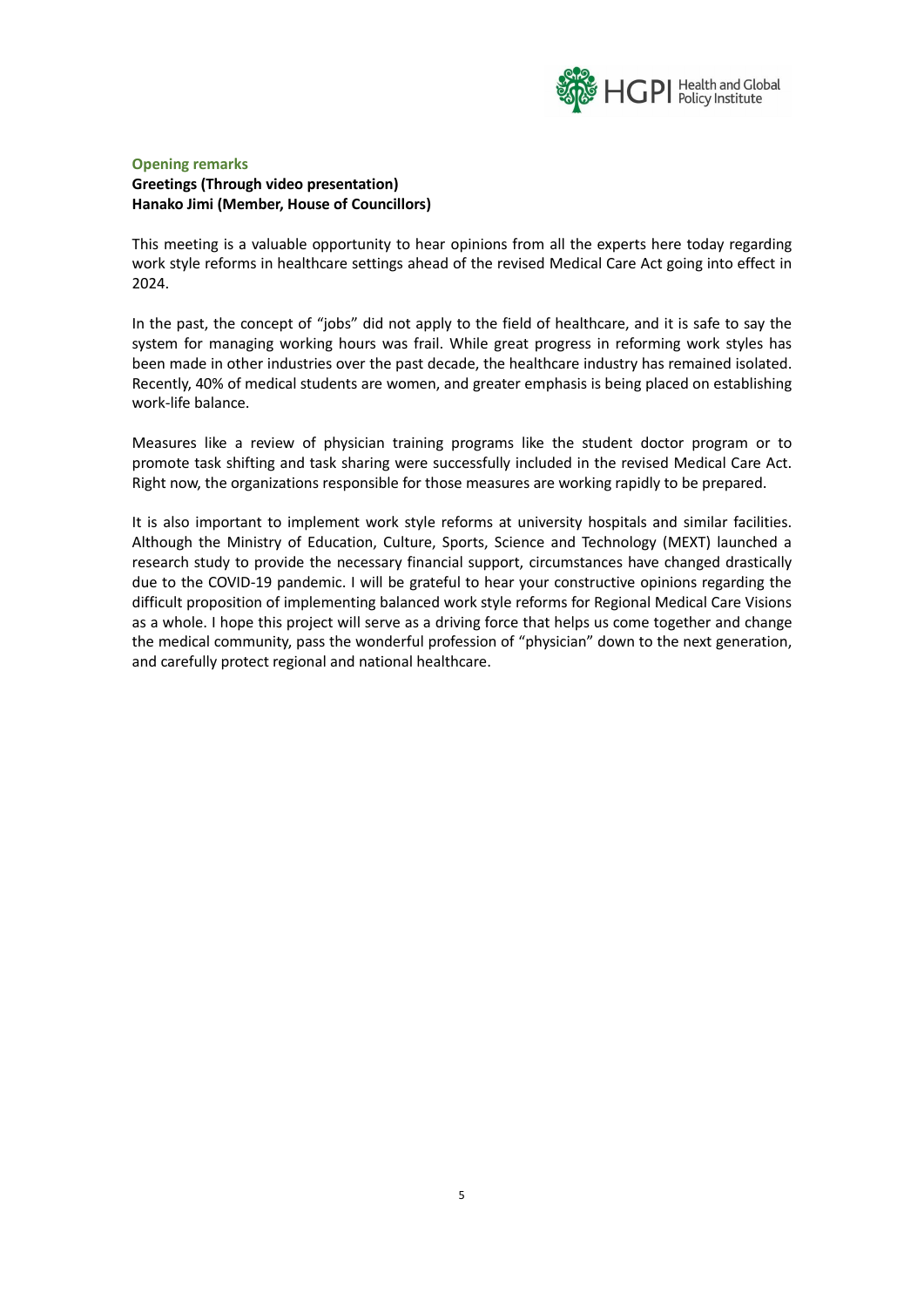## Opening remarks

**Greetings (Through video presentation)**
**Hanako Jimi (Member, House of Councillors)**

This meeting is a valuable opportunity to hear opinions from all the experts here today regarding work style reforms in healthcare settings ahead of the revised Medical Care Act going into effect in 2024.

In the past, the concept of "jobs" did not apply to the field of healthcare, and it is safe to say the system for managing working hours was frail. While great progress in reforming work styles has been made in other industries over the past decade, the healthcare industry has remained isolated. Recently, 40% of medical students are women, and greater emphasis is being placed on establishing work-life balance.

Measures like a review of physician training programs like the student doctor program or to promote task shifting and task sharing were successfully included in the revised Medical Care Act. Right now, the organizations responsible for those measures are working rapidly to be prepared.

It is also important to implement work style reforms at university hospitals and similar facilities. Although the Ministry of Education, Culture, Sports, Science and Technology (MEXT) launched a research study to provide the necessary financial support, circumstances have changed drastically due to the COVID-19 pandemic. I will be grateful to hear your constructive opinions regarding the difficult proposition of implementing balanced work style reforms for Regional Medical Care Visions as a whole. I hope this project will serve as a driving force that helps us come together and change the medical community, pass the wonderful profession of "physician" down to the next generation, and carefully protect regional and national healthcare.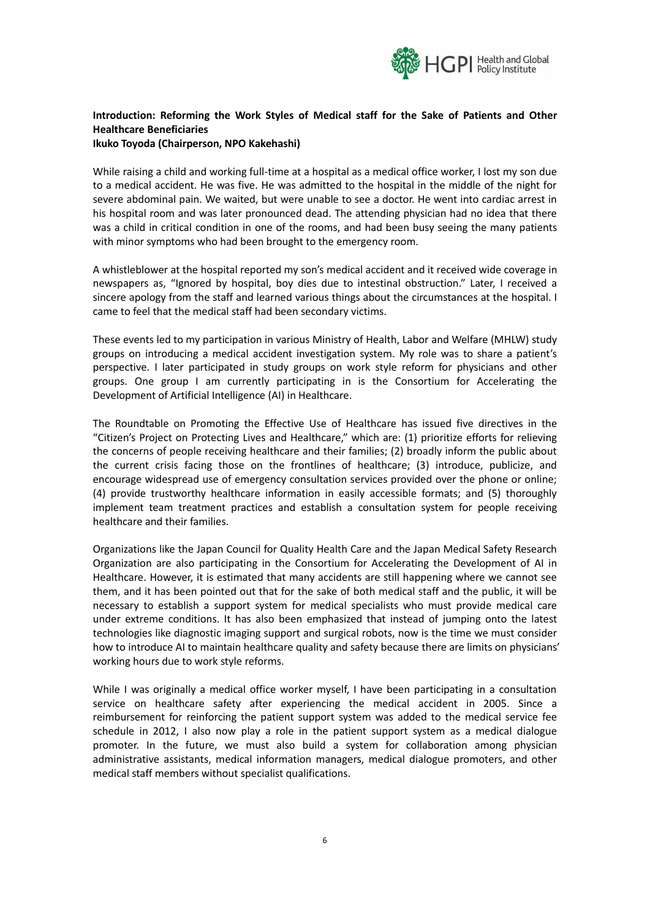## Introduction: Reforming the Work Styles of Medical staff for the Sake of Patients and Other Healthcare Beneficiaries

**Ikuko Toyoda (Chairperson, NPO Kakehashi)**

While raising a child and working full-time at a hospital as a medical office worker, I lost my son due to a medical accident. He was five. He was admitted to the hospital in the middle of the night for severe abdominal pain. We waited, but were unable to see a doctor. He went into cardiac arrest in his hospital room and was later pronounced dead. The attending physician had no idea that there was a child in critical condition in one of the rooms, and had been busy seeing the many patients with minor symptoms who had been brought to the emergency room.

A whistleblower at the hospital reported my son's medical accident and it received wide coverage in newspapers as, "Ignored by hospital, boy dies due to intestinal obstruction." Later, I received a sincere apology from the staff and learned various things about the circumstances at the hospital. I came to feel that the medical staff had been secondary victims.

These events led to my participation in various Ministry of Health, Labor and Welfare (MHLW) study groups on introducing a medical accident investigation system. My role was to share a patient's perspective. I later participated in study groups on work style reform for physicians and other groups. One group I am currently participating in is the Consortium for Accelerating the Development of Artificial Intelligence (AI) in Healthcare.

The Roundtable on Promoting the Effective Use of Healthcare has issued five directives in the "Citizen's Project on Protecting Lives and Healthcare," which are: (1) prioritize efforts for relieving the concerns of people receiving healthcare and their families; (2) broadly inform the public about the current crisis facing those on the frontlines of healthcare; (3) introduce, publicize, and encourage widespread use of emergency consultation services provided over the phone or online; (4) provide trustworthy healthcare information in easily accessible formats; and (5) thoroughly implement team treatment practices and establish a consultation system for people receiving healthcare and their families.

Organizations like the Japan Council for Quality Health Care and the Japan Medical Safety Research Organization are also participating in the Consortium for Accelerating the Development of AI in Healthcare. However, it is estimated that many accidents are still happening where we cannot see them, and it has been pointed out that for the sake of both medical staff and the public, it will be necessary to establish a support system for medical specialists who must provide medical care under extreme conditions. It has also been emphasized that instead of jumping onto the latest technologies like diagnostic imaging support and surgical robots, now is the time we must consider how to introduce AI to maintain healthcare quality and safety because there are limits on physicians' working hours due to work style reforms.

While I was originally a medical office worker myself, I have been participating in a consultation service on healthcare safety after experiencing the medical accident in 2005. Since a reimbursement for reinforcing the patient support system was added to the medical service fee schedule in 2012, I also now play a role in the patient support system as a medical dialogue promoter. In the future, we must also build a system for collaboration among physician administrative assistants, medical information managers, medical dialogue promoters, and other medical staff members without specialist qualifications.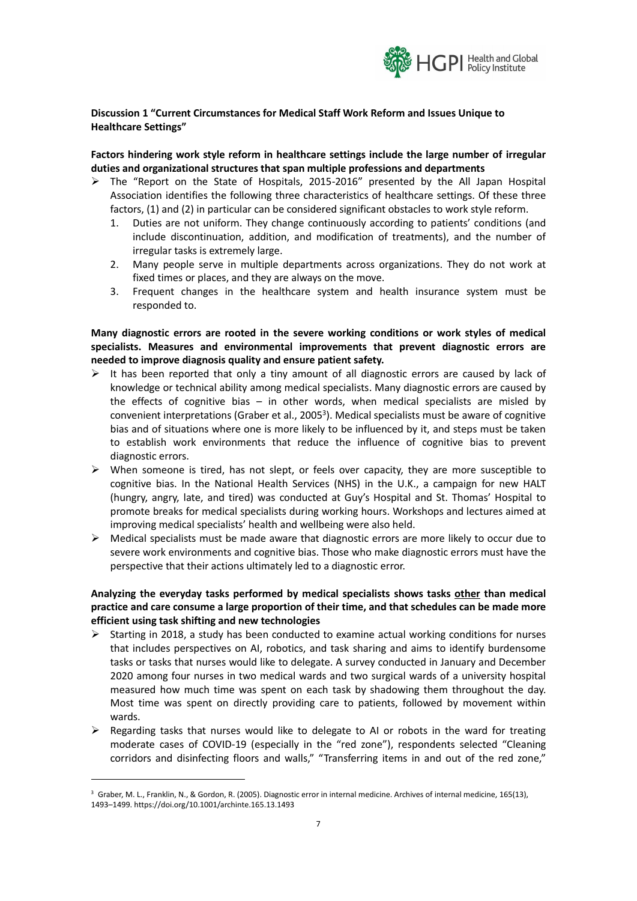**Discussion 1 "Current Circumstances for Medical Staff Work Reform and Issues Unique to Healthcare Settings"**

**Factors hindering work style reform in healthcare settings include the large number of irregular duties and organizational structures that span multiple professions and departments**

- The "Report on the State of Hospitals, 2015-2016" presented by the All Japan Hospital Association identifies the following three characteristics of healthcare settings. Of these three factors, (1) and (2) in particular can be considered significant obstacles to work style reform.
  1. Duties are not uniform. They change continuously according to patients' conditions (and include discontinuation, addition, and modification of treatments), and the number of irregular tasks is extremely large.
  2. Many people serve in multiple departments across organizations. They do not work at fixed times or places, and they are always on the move.
  3. Frequent changes in the healthcare system and health insurance system must be responded to.

**Many diagnostic errors are rooted in the severe working conditions or work styles of medical specialists. Measures and environmental improvements that prevent diagnostic errors are needed to improve diagnosis quality and ensure patient safety.**

- It has been reported that only a tiny amount of all diagnostic errors are caused by lack of knowledge or technical ability among medical specialists. Many diagnostic errors are caused by the effects of cognitive bias – in other words, when medical specialists are misled by convenient interpretations (Graber et al., 2005[3]). Medical specialists must be aware of cognitive bias and of situations where one is more likely to be influenced by it, and steps must be taken to establish work environments that reduce the influence of cognitive bias to prevent diagnostic errors.
- When someone is tired, has not slept, or feels over capacity, they are more susceptible to cognitive bias. In the National Health Services (NHS) in the U.K., a campaign for new HALT (hungry, angry, late, and tired) was conducted at Guy's Hospital and St. Thomas' Hospital to promote breaks for medical specialists during working hours. Workshops and lectures aimed at improving medical specialists' health and wellbeing were also held.
- Medical specialists must be made aware that diagnostic errors are more likely to occur due to severe work environments and cognitive bias. Those who make diagnostic errors must have the perspective that their actions ultimately led to a diagnostic error.

**Analyzing the everyday tasks performed by medical specialists shows tasks <u>other</u> than medical practice and care consume a large proportion of their time, and that schedules can be made more efficient using task shifting and new technologies**

- Starting in 2018, a study has been conducted to examine actual working conditions for nurses that includes perspectives on AI, robotics, and task sharing and aims to identify burdensome tasks or tasks that nurses would like to delegate. A survey conducted in January and December 2020 among four nurses in two medical wards and two surgical wards of a university hospital measured how much time was spent on each task by shadowing them throughout the day. Most time was spent on directly providing care to patients, followed by movement within wards.
- Regarding tasks that nurses would like to delegate to AI or robots in the ward for treating moderate cases of COVID-19 (especially in the "red zone"), respondents selected "Cleaning corridors and disinfecting floors and walls," "Transferring items in and out of the red zone,"

[3] Graber, M. L., Franklin, N., & Gordon, R. (2005). Diagnostic error in internal medicine. Archives of internal medicine, 165(13), 1493–1499. https://doi.org/10.1001/archinte.165.13.1493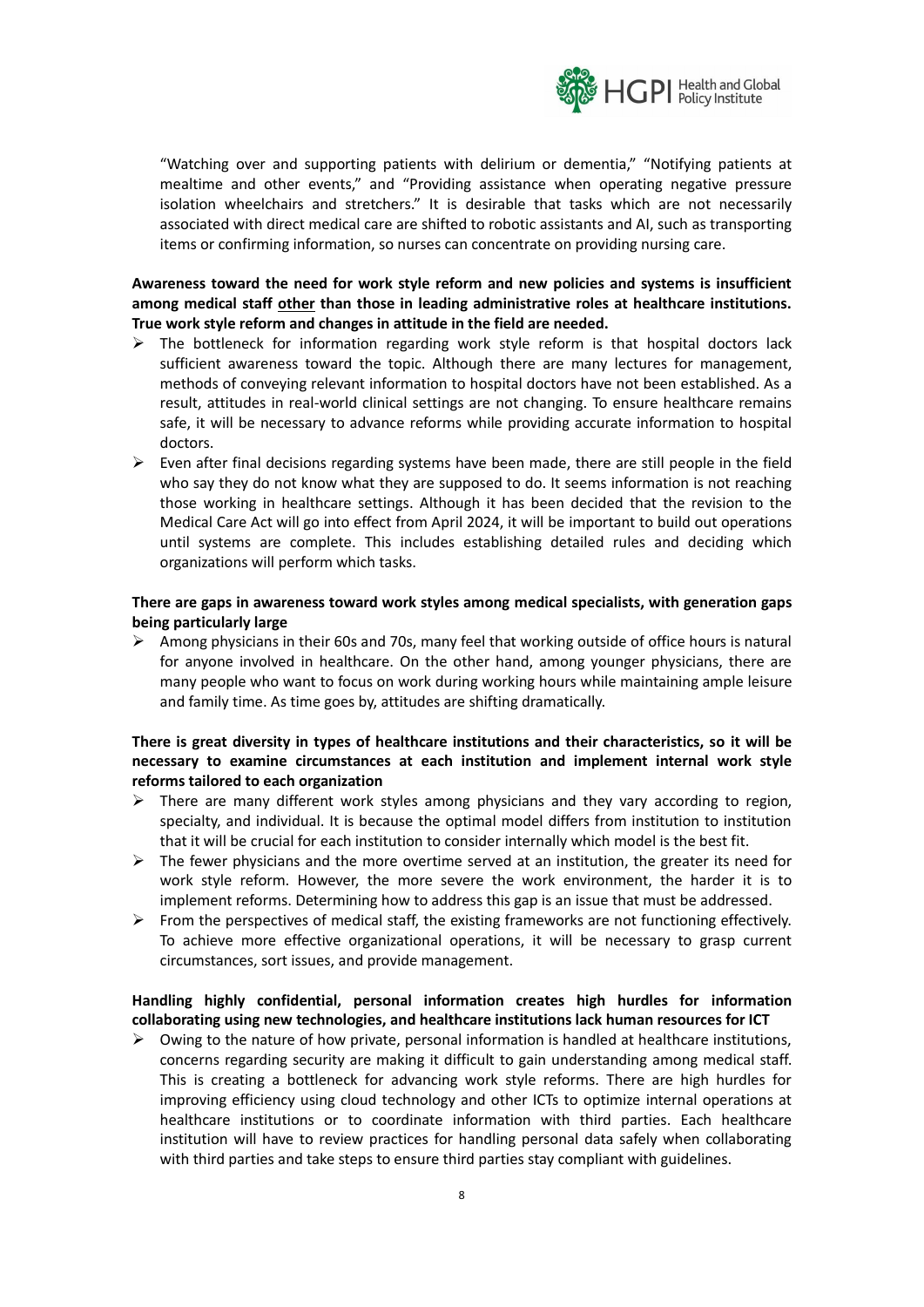"Watching over and supporting patients with delirium or dementia," "Notifying patients at mealtime and other events," and "Providing assistance when operating negative pressure isolation wheelchairs and stretchers." It is desirable that tasks which are not necessarily associated with direct medical care are shifted to robotic assistants and AI, such as transporting items or confirming information, so nurses can concentrate on providing nursing care.

**Awareness toward the need for work style reform and new policies and systems is insufficient among medical staff <u>other</u> than those in leading administrative roles at healthcare institutions. True work style reform and changes in attitude in the field are needed.**

- The bottleneck for information regarding work style reform is that hospital doctors lack sufficient awareness toward the topic. Although there are many lectures for management, methods of conveying relevant information to hospital doctors have not been established. As a result, attitudes in real-world clinical settings are not changing. To ensure healthcare remains safe, it will be necessary to advance reforms while providing accurate information to hospital doctors.
- Even after final decisions regarding systems have been made, there are still people in the field who say they do not know what they are supposed to do. It seems information is not reaching those working in healthcare settings. Although it has been decided that the revision to the Medical Care Act will go into effect from April 2024, it will be important to build out operations until systems are complete. This includes establishing detailed rules and deciding which organizations will perform which tasks.

**There are gaps in awareness toward work styles among medical specialists, with generation gaps being particularly large**

- Among physicians in their 60s and 70s, many feel that working outside of office hours is natural for anyone involved in healthcare. On the other hand, among younger physicians, there are many people who want to focus on work during working hours while maintaining ample leisure and family time. As time goes by, attitudes are shifting dramatically.

**There is great diversity in types of healthcare institutions and their characteristics, so it will be necessary to examine circumstances at each institution and implement internal work style reforms tailored to each organization**

- There are many different work styles among physicians and they vary according to region, specialty, and individual. It is because the optimal model differs from institution to institution that it will be crucial for each institution to consider internally which model is the best fit.
- The fewer physicians and the more overtime served at an institution, the greater its need for work style reform. However, the more severe the work environment, the harder it is to implement reforms. Determining how to address this gap is an issue that must be addressed.
- From the perspectives of medical staff, the existing frameworks are not functioning effectively. To achieve more effective organizational operations, it will be necessary to grasp current circumstances, sort issues, and provide management.

**Handling highly confidential, personal information creates high hurdles for information collaborating using new technologies, and healthcare institutions lack human resources for ICT**

- Owing to the nature of how private, personal information is handled at healthcare institutions, concerns regarding security are making it difficult to gain understanding among medical staff. This is creating a bottleneck for advancing work style reforms. There are high hurdles for improving efficiency using cloud technology and other ICTs to optimize internal operations at healthcare institutions or to coordinate information with third parties. Each healthcare institution will have to review practices for handling personal data safely when collaborating with third parties and take steps to ensure third parties stay compliant with guidelines.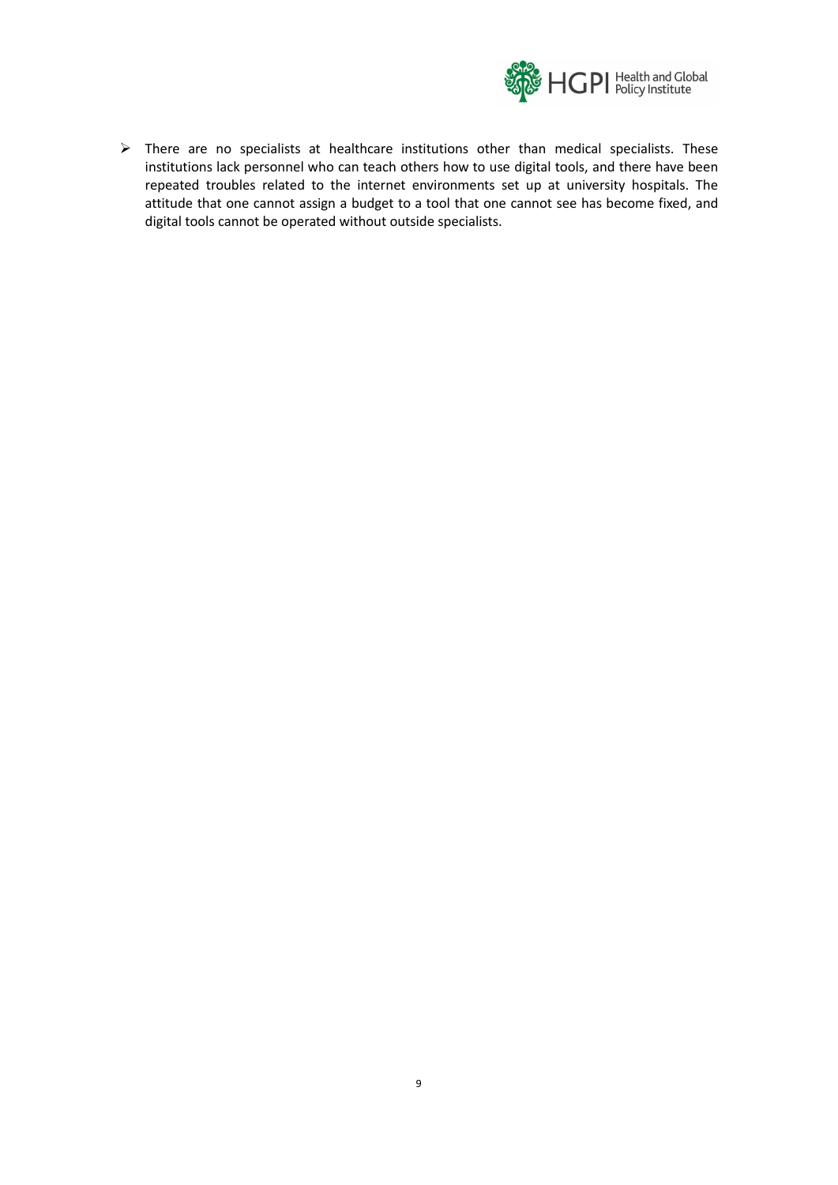- There are no specialists at healthcare institutions other than medical specialists. These institutions lack personnel who can teach others how to use digital tools, and there have been repeated troubles related to the internet environments set up at university hospitals. The attitude that one cannot assign a budget to a tool that one cannot see has become fixed, and digital tools cannot be operated without outside specialists.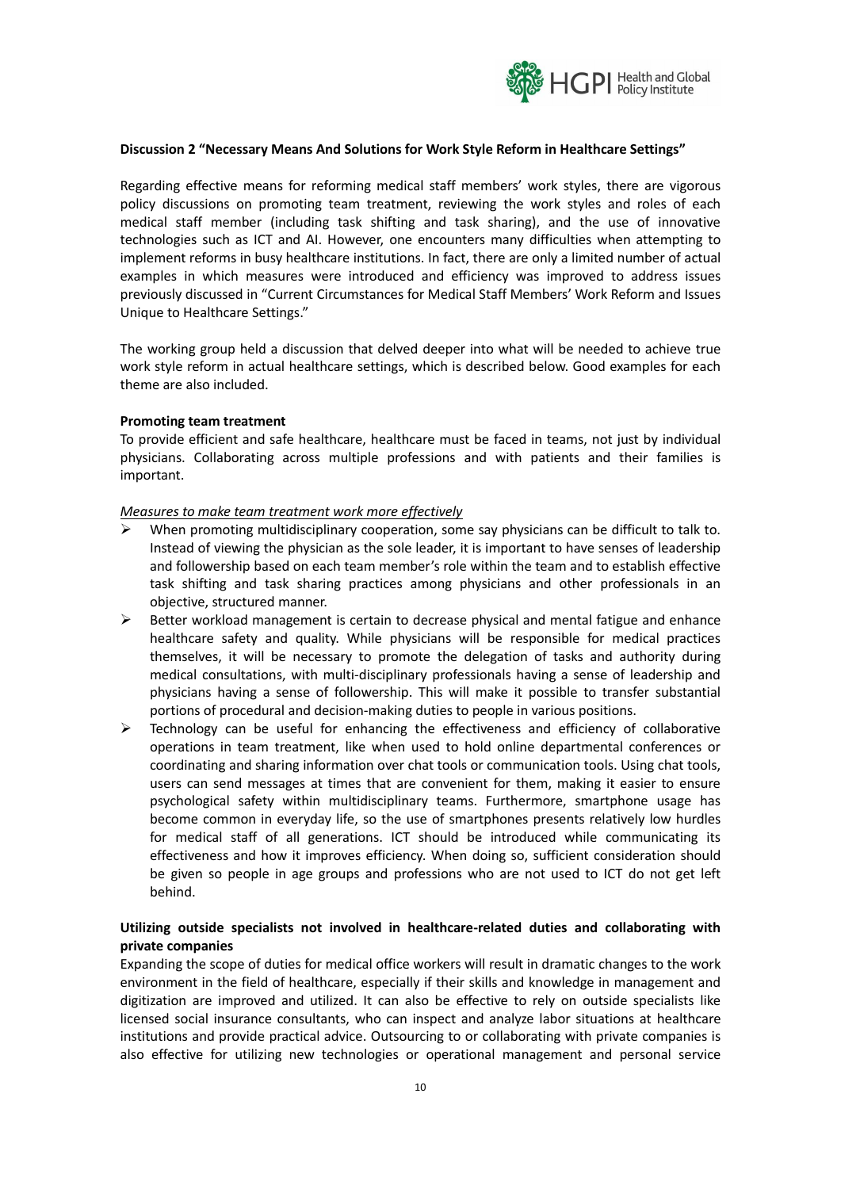#### Discussion 2 "Necessary Means And Solutions for Work Style Reform in Healthcare Settings"

Regarding effective means for reforming medical staff members' work styles, there are vigorous policy discussions on promoting team treatment, reviewing the work styles and roles of each medical staff member (including task shifting and task sharing), and the use of innovative technologies such as ICT and AI. However, one encounters many difficulties when attempting to implement reforms in busy healthcare institutions. In fact, there are only a limited number of actual examples in which measures were introduced and efficiency was improved to address issues previously discussed in "Current Circumstances for Medical Staff Members' Work Reform and Issues Unique to Healthcare Settings."

The working group held a discussion that delved deeper into what will be needed to achieve true work style reform in actual healthcare settings, which is described below. Good examples for each theme are also included.

**Promoting team treatment**

To provide efficient and safe healthcare, healthcare must be faced in teams, not just by individual physicians. Collaborating across multiple professions and with patients and their families is important.

*Measures to make team treatment work more effectively*

- When promoting multidisciplinary cooperation, some say physicians can be difficult to talk to. Instead of viewing the physician as the sole leader, it is important to have senses of leadership and followership based on each team member's role within the team and to establish effective task shifting and task sharing practices among physicians and other professionals in an objective, structured manner.
- Better workload management is certain to decrease physical and mental fatigue and enhance healthcare safety and quality. While physicians will be responsible for medical practices themselves, it will be necessary to promote the delegation of tasks and authority during medical consultations, with multi-disciplinary professionals having a sense of leadership and physicians having a sense of followership. This will make it possible to transfer substantial portions of procedural and decision-making duties to people in various positions.
- Technology can be useful for enhancing the effectiveness and efficiency of collaborative operations in team treatment, like when used to hold online departmental conferences or coordinating and sharing information over chat tools or communication tools. Using chat tools, users can send messages at times that are convenient for them, making it easier to ensure psychological safety within multidisciplinary teams. Furthermore, smartphone usage has become common in everyday life, so the use of smartphones presents relatively low hurdles for medical staff of all generations. ICT should be introduced while communicating its effectiveness and how it improves efficiency. When doing so, sufficient consideration should be given so people in age groups and professions who are not used to ICT do not get left behind.

**Utilizing outside specialists not involved in healthcare-related duties and collaborating with private companies**

Expanding the scope of duties for medical office workers will result in dramatic changes to the work environment in the field of healthcare, especially if their skills and knowledge in management and digitization are improved and utilized. It can also be effective to rely on outside specialists like licensed social insurance consultants, who can inspect and analyze labor situations at healthcare institutions and provide practical advice. Outsourcing to or collaborating with private companies is also effective for utilizing new technologies or operational management and personal service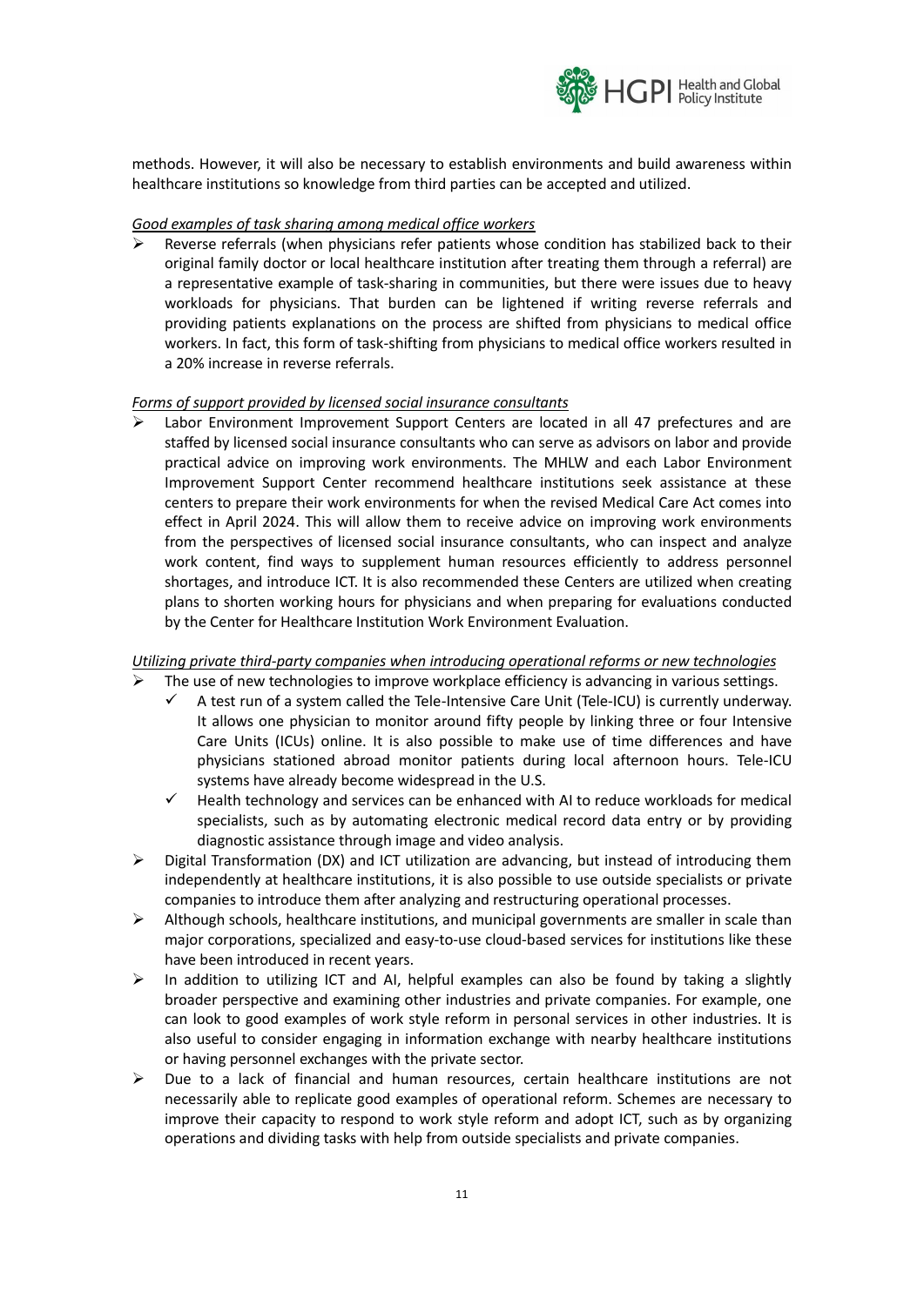methods. However, it will also be necessary to establish environments and build awareness within healthcare institutions so knowledge from third parties can be accepted and utilized.

*Good examples of task sharing among medical office workers*

- Reverse referrals (when physicians refer patients whose condition has stabilized back to their original family doctor or local healthcare institution after treating them through a referral) are a representative example of task-sharing in communities, but there were issues due to heavy workloads for physicians. That burden can be lightened if writing reverse referrals and providing patients explanations on the process are shifted from physicians to medical office workers. In fact, this form of task-shifting from physicians to medical office workers resulted in a 20% increase in reverse referrals.

*Forms of support provided by licensed social insurance consultants*

- Labor Environment Improvement Support Centers are located in all 47 prefectures and are staffed by licensed social insurance consultants who can serve as advisors on labor and provide practical advice on improving work environments. The MHLW and each Labor Environment Improvement Support Center recommend healthcare institutions seek assistance at these centers to prepare their work environments for when the revised Medical Care Act comes into effect in April 2024. This will allow them to receive advice on improving work environments from the perspectives of licensed social insurance consultants, who can inspect and analyze work content, find ways to supplement human resources efficiently to address personnel shortages, and introduce ICT. It is also recommended these Centers are utilized when creating plans to shorten working hours for physicians and when preparing for evaluations conducted by the Center for Healthcare Institution Work Environment Evaluation.

*Utilizing private third-party companies when introducing operational reforms or new technologies*

- The use of new technologies to improve workplace efficiency is advancing in various settings.
  - A test run of a system called the Tele-Intensive Care Unit (Tele-ICU) is currently underway. It allows one physician to monitor around fifty people by linking three or four Intensive Care Units (ICUs) online. It is also possible to make use of time differences and have physicians stationed abroad monitor patients during local afternoon hours. Tele-ICU systems have already become widespread in the U.S.
  - Health technology and services can be enhanced with AI to reduce workloads for medical specialists, such as by automating electronic medical record data entry or by providing diagnostic assistance through image and video analysis.
- Digital Transformation (DX) and ICT utilization are advancing, but instead of introducing them independently at healthcare institutions, it is also possible to use outside specialists or private companies to introduce them after analyzing and restructuring operational processes.
- Although schools, healthcare institutions, and municipal governments are smaller in scale than major corporations, specialized and easy-to-use cloud-based services for institutions like these have been introduced in recent years.
- In addition to utilizing ICT and AI, helpful examples can also be found by taking a slightly broader perspective and examining other industries and private companies. For example, one can look to good examples of work style reform in personal services in other industries. It is also useful to consider engaging in information exchange with nearby healthcare institutions or having personnel exchanges with the private sector.
- Due to a lack of financial and human resources, certain healthcare institutions are not necessarily able to replicate good examples of operational reform. Schemes are necessary to improve their capacity to respond to work style reform and adopt ICT, such as by organizing operations and dividing tasks with help from outside specialists and private companies.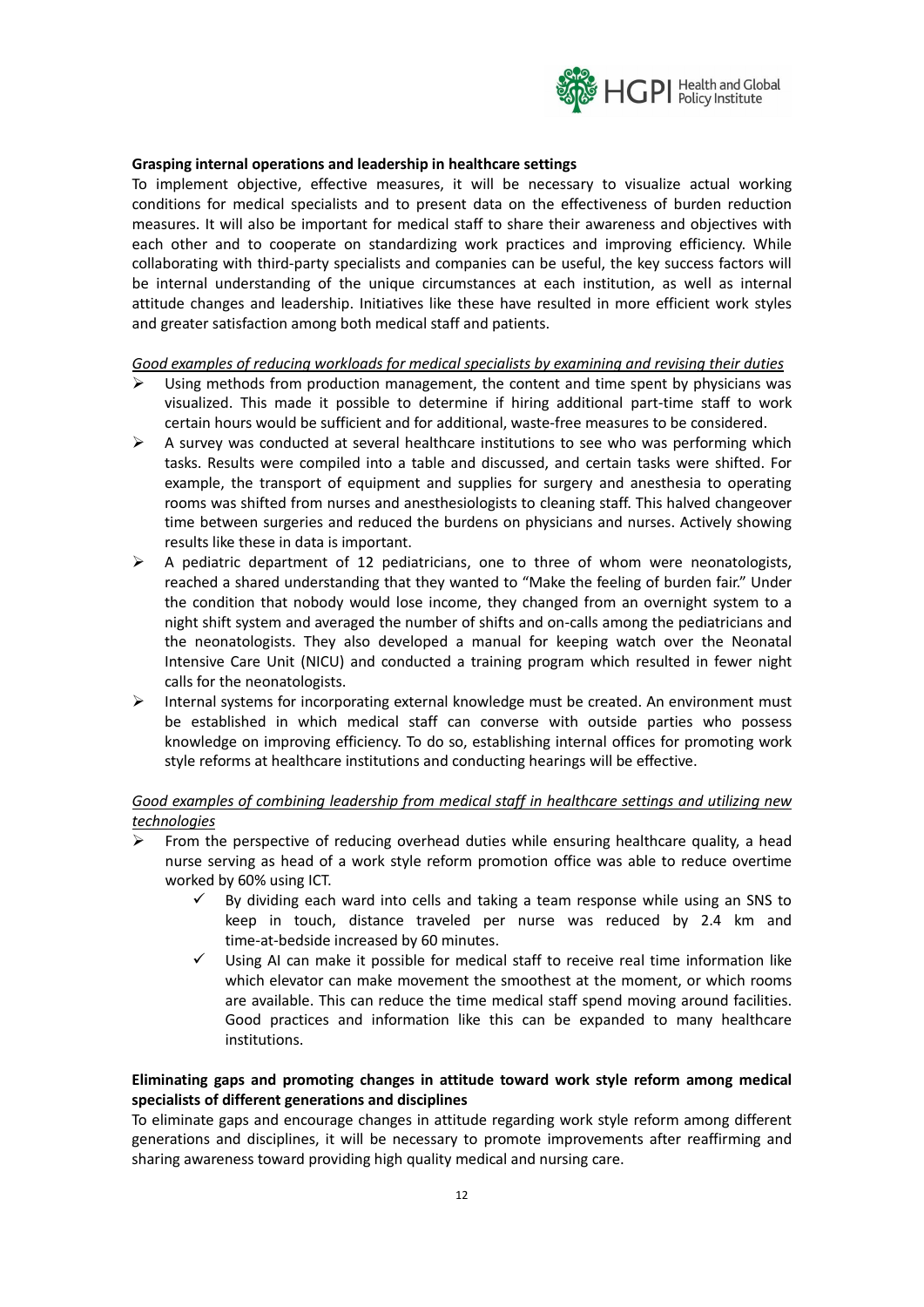**Grasping internal operations and leadership in healthcare settings**

To implement objective, effective measures, it will be necessary to visualize actual working conditions for medical specialists and to present data on the effectiveness of burden reduction measures. It will also be important for medical staff to share their awareness and objectives with each other and to cooperate on standardizing work practices and improving efficiency. While collaborating with third-party specialists and companies can be useful, the key success factors will be internal understanding of the unique circumstances at each institution, as well as internal attitude changes and leadership. Initiatives like these have resulted in more efficient work styles and greater satisfaction among both medical staff and patients.

*Good examples of reducing workloads for medical specialists by examining and revising their duties*

- Using methods from production management, the content and time spent by physicians was visualized. This made it possible to determine if hiring additional part-time staff to work certain hours would be sufficient and for additional, waste-free measures to be considered.
- A survey was conducted at several healthcare institutions to see who was performing which tasks. Results were compiled into a table and discussed, and certain tasks were shifted. For example, the transport of equipment and supplies for surgery and anesthesia to operating rooms was shifted from nurses and anesthesiologists to cleaning staff. This halved changeover time between surgeries and reduced the burdens on physicians and nurses. Actively showing results like these in data is important.
- A pediatric department of 12 pediatricians, one to three of whom were neonatologists, reached a shared understanding that they wanted to "Make the feeling of burden fair." Under the condition that nobody would lose income, they changed from an overnight system to a night shift system and averaged the number of shifts and on-calls among the pediatricians and the neonatologists. They also developed a manual for keeping watch over the Neonatal Intensive Care Unit (NICU) and conducted a training program which resulted in fewer night calls for the neonatologists.
- Internal systems for incorporating external knowledge must be created. An environment must be established in which medical staff can converse with outside parties who possess knowledge on improving efficiency. To do so, establishing internal offices for promoting work style reforms at healthcare institutions and conducting hearings will be effective.

*Good examples of combining leadership from medical staff in healthcare settings and utilizing new technologies*

- From the perspective of reducing overhead duties while ensuring healthcare quality, a head nurse serving as head of a work style reform promotion office was able to reduce overtime worked by 60% using ICT.
  - By dividing each ward into cells and taking a team response while using an SNS to keep in touch, distance traveled per nurse was reduced by 2.4 km and time-at-bedside increased by 60 minutes.
  - Using AI can make it possible for medical staff to receive real time information like which elevator can make movement the smoothest at the moment, or which rooms are available. This can reduce the time medical staff spend moving around facilities. Good practices and information like this can be expanded to many healthcare institutions.

**Eliminating gaps and promoting changes in attitude toward work style reform among medical specialists of different generations and disciplines**

To eliminate gaps and encourage changes in attitude regarding work style reform among different generations and disciplines, it will be necessary to promote improvements after reaffirming and sharing awareness toward providing high quality medical and nursing care.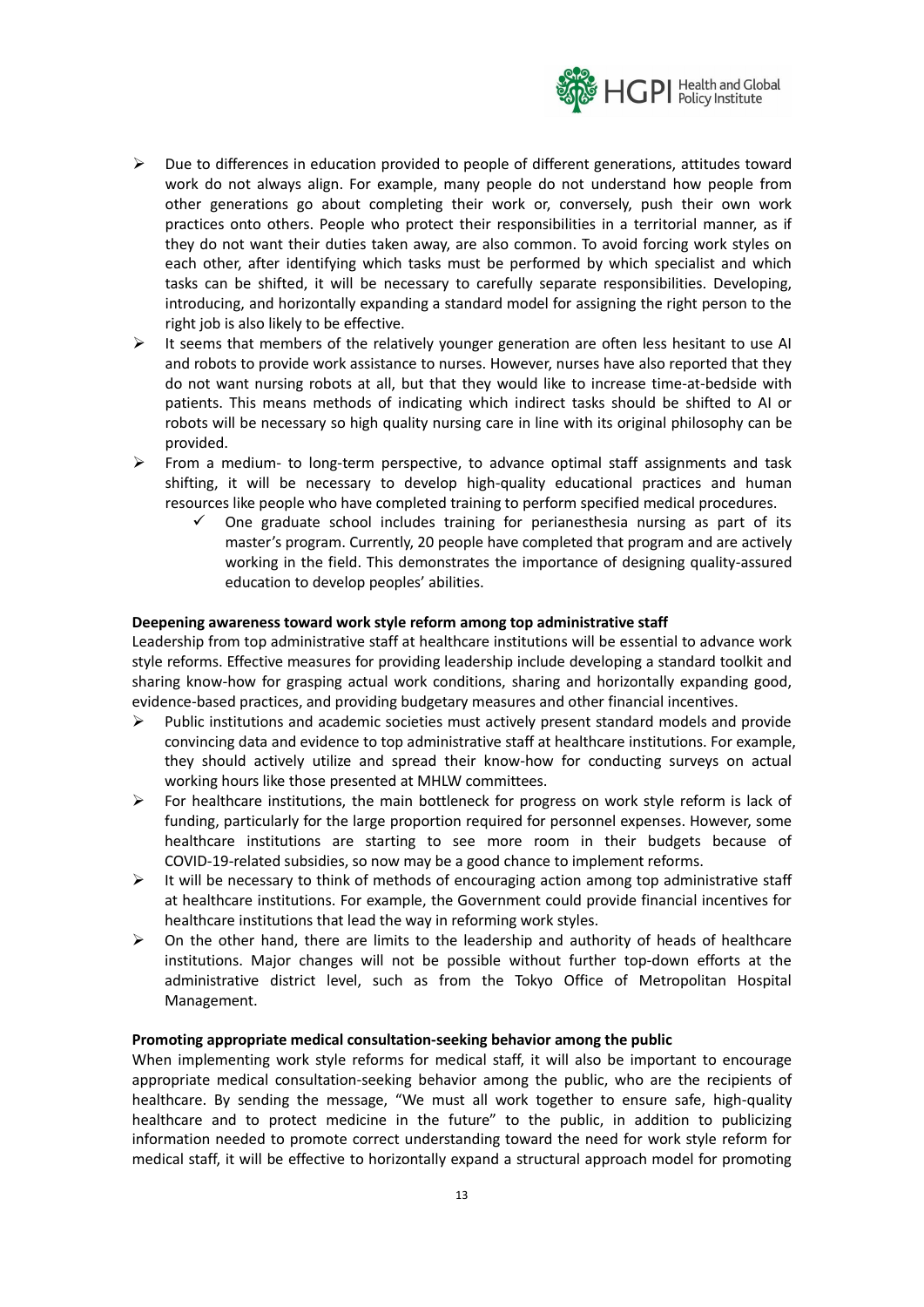- Due to differences in education provided to people of different generations, attitudes toward work do not always align. For example, many people do not understand how people from other generations go about completing their work or, conversely, push their own work practices onto others. People who protect their responsibilities in a territorial manner, as if they do not want their duties taken away, are also common. To avoid forcing work styles on each other, after identifying which tasks must be performed by which specialist and which tasks can be shifted, it will be necessary to carefully separate responsibilities. Developing, introducing, and horizontally expanding a standard model for assigning the right person to the right job is also likely to be effective.
- It seems that members of the relatively younger generation are often less hesitant to use AI and robots to provide work assistance to nurses. However, nurses have also reported that they do not want nursing robots at all, but that they would like to increase time-at-bedside with patients. This means methods of indicating which indirect tasks should be shifted to AI or robots will be necessary so high quality nursing care in line with its original philosophy can be provided.
- From a medium- to long-term perspective, to advance optimal staff assignments and task shifting, it will be necessary to develop high-quality educational practices and human resources like people who have completed training to perform specified medical procedures.
  - ✓ One graduate school includes training for perianesthesia nursing as part of its master's program. Currently, 20 people have completed that program and are actively working in the field. This demonstrates the importance of designing quality-assured education to develop peoples' abilities.

**Deepening awareness toward work style reform among top administrative staff**

Leadership from top administrative staff at healthcare institutions will be essential to advance work style reforms. Effective measures for providing leadership include developing a standard toolkit and sharing know-how for grasping actual work conditions, sharing and horizontally expanding good, evidence-based practices, and providing budgetary measures and other financial incentives.

- Public institutions and academic societies must actively present standard models and provide convincing data and evidence to top administrative staff at healthcare institutions. For example, they should actively utilize and spread their know-how for conducting surveys on actual working hours like those presented at MHLW committees.
- For healthcare institutions, the main bottleneck for progress on work style reform is lack of funding, particularly for the large proportion required for personnel expenses. However, some healthcare institutions are starting to see more room in their budgets because of COVID-19-related subsidies, so now may be a good chance to implement reforms.
- It will be necessary to think of methods of encouraging action among top administrative staff at healthcare institutions. For example, the Government could provide financial incentives for healthcare institutions that lead the way in reforming work styles.
- On the other hand, there are limits to the leadership and authority of heads of healthcare institutions. Major changes will not be possible without further top-down efforts at the administrative district level, such as from the Tokyo Office of Metropolitan Hospital Management.

**Promoting appropriate medical consultation-seeking behavior among the public**

When implementing work style reforms for medical staff, it will also be important to encourage appropriate medical consultation-seeking behavior among the public, who are the recipients of healthcare. By sending the message, "We must all work together to ensure safe, high-quality healthcare and to protect medicine in the future" to the public, in addition to publicizing information needed to promote correct understanding toward the need for work style reform for medical staff, it will be effective to horizontally expand a structural approach model for promoting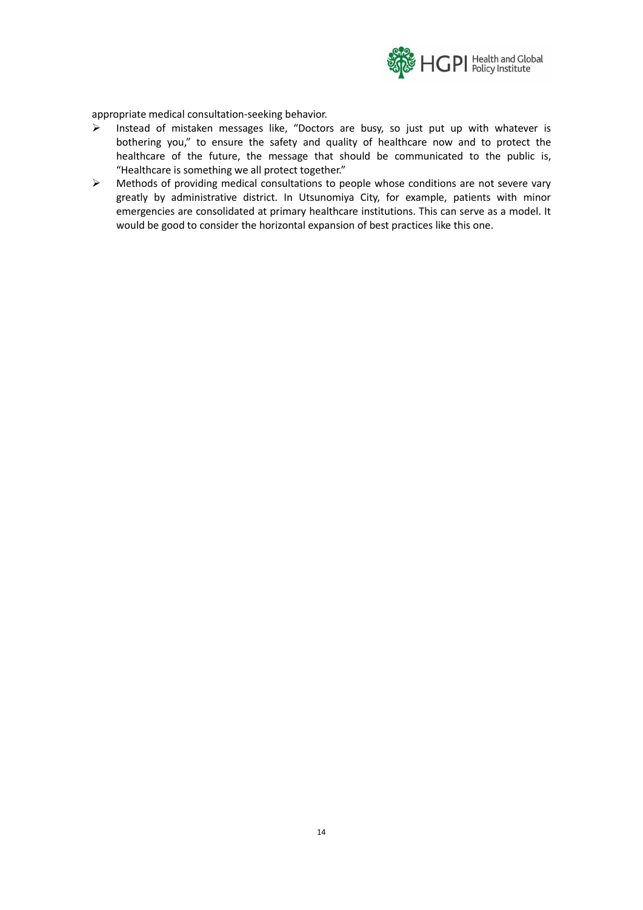appropriate medical consultation-seeking behavior.

- Instead of mistaken messages like, "Doctors are busy, so just put up with whatever is bothering you," to ensure the safety and quality of healthcare now and to protect the healthcare of the future, the message that should be communicated to the public is, "Healthcare is something we all protect together."
- Methods of providing medical consultations to people whose conditions are not severe vary greatly by administrative district. In Utsunomiya City, for example, patients with minor emergencies are consolidated at primary healthcare institutions. This can serve as a model. It would be good to consider the horizontal expansion of best practices like this one.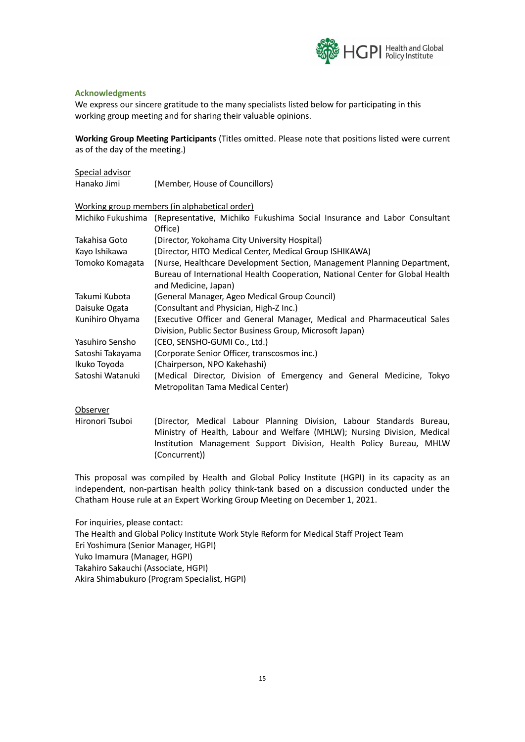### Acknowledgments

We express our sincere gratitude to the many specialists listed below for participating in this working group meeting and for sharing their valuable opinions.

**Working Group Meeting Participants** (Titles omitted. Please note that positions listed were current as of the day of the meeting.)

<u>Special advisor</u>

Hanako Jimi (Member, House of Councillors)

<u>Working group members (in alphabetical order)</u>

Michiko Fukushima (Representative, Michiko Fukushima Social Insurance and Labor Consultant Office)
Takahisa Goto (Director, Yokohama City University Hospital)
Kayo Ishikawa (Director, HITO Medical Center, Medical Group ISHIKAWA)
Tomoko Komagata (Nurse, Healthcare Development Section, Management Planning Department, Bureau of International Health Cooperation, National Center for Global Health and Medicine, Japan)
Takumi Kubota (General Manager, Ageo Medical Group Council)
Daisuke Ogata (Consultant and Physician, High-Z Inc.)
Kunihiro Ohyama (Executive Officer and General Manager, Medical and Pharmaceutical Sales Division, Public Sector Business Group, Microsoft Japan)
Yasuhiro Sensho (CEO, SENSHO-GUMI Co., Ltd.)
Satoshi Takayama (Corporate Senior Officer, transcosmos inc.)
Ikuko Toyoda (Chairperson, NPO Kakehashi)
Satoshi Watanuki (Medical Director, Division of Emergency and General Medicine, Tokyo Metropolitan Tama Medical Center)

<u>Observer</u>

Hironori Tsuboi (Director, Medical Labour Planning Division, Labour Standards Bureau, Ministry of Health, Labour and Welfare (MHLW); Nursing Division, Medical Institution Management Support Division, Health Policy Bureau, MHLW (Concurrent))

This proposal was compiled by Health and Global Policy Institute (HGPI) in its capacity as an independent, non-partisan health policy think-tank based on a discussion conducted under the Chatham House rule at an Expert Working Group Meeting on December 1, 2021.

For inquiries, please contact:
The Health and Global Policy Institute Work Style Reform for Medical Staff Project Team
Eri Yoshimura (Senior Manager, HGPI)
Yuko Imamura (Manager, HGPI)
Takahiro Sakauchi (Associate, HGPI)
Akira Shimabukuro (Program Specialist, HGPI)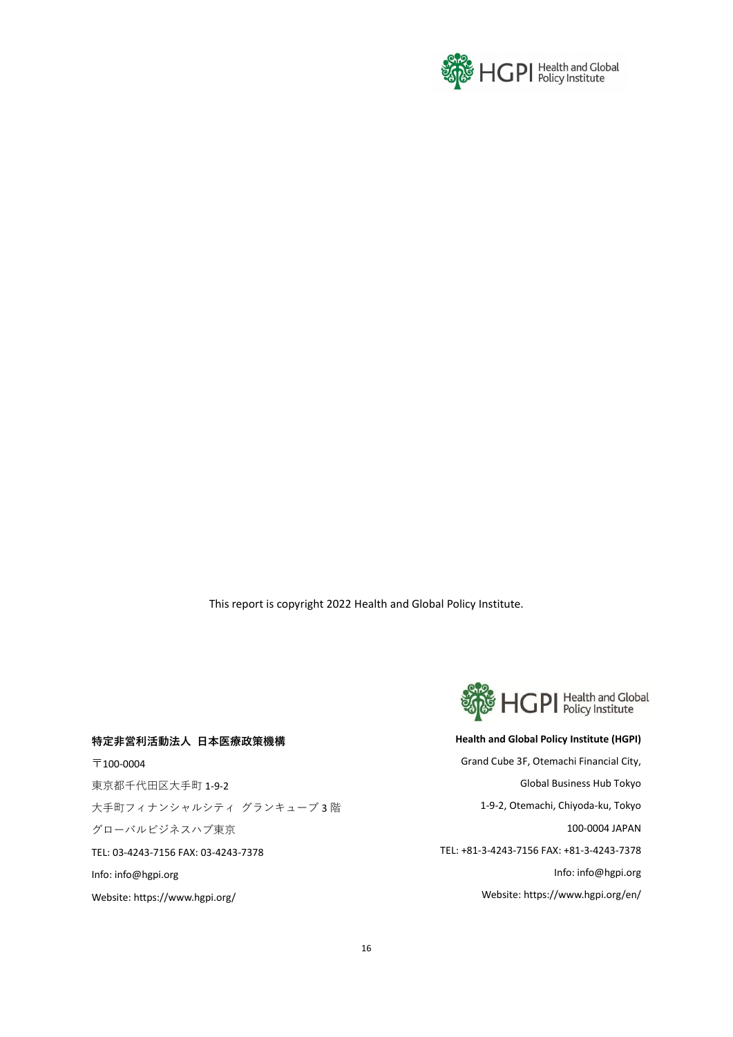This report is copyright 2022 Health and Global Policy Institute.

**特定非営利活動法人 日本医療政策機構**

〒100-0004

東京都千代田区大手町 1-9-2

大手町フィナンシャルシティ グランキューブ 3 階

グローバルビジネスハブ東京

TEL: 03-4243-7156 FAX: 03-4243-7378

Info: info@hgpi.org

Website: https://www.hgpi.org/

**Health and Global Policy Institute (HGPI)**

Grand Cube 3F, Otemachi Financial City,

Global Business Hub Tokyo

1-9-2, Otemachi, Chiyoda-ku, Tokyo

100-0004 JAPAN

TEL: +81-3-4243-7156 FAX: +81-3-4243-7378

Info: info@hgpi.org

Website: https://www.hgpi.org/en/